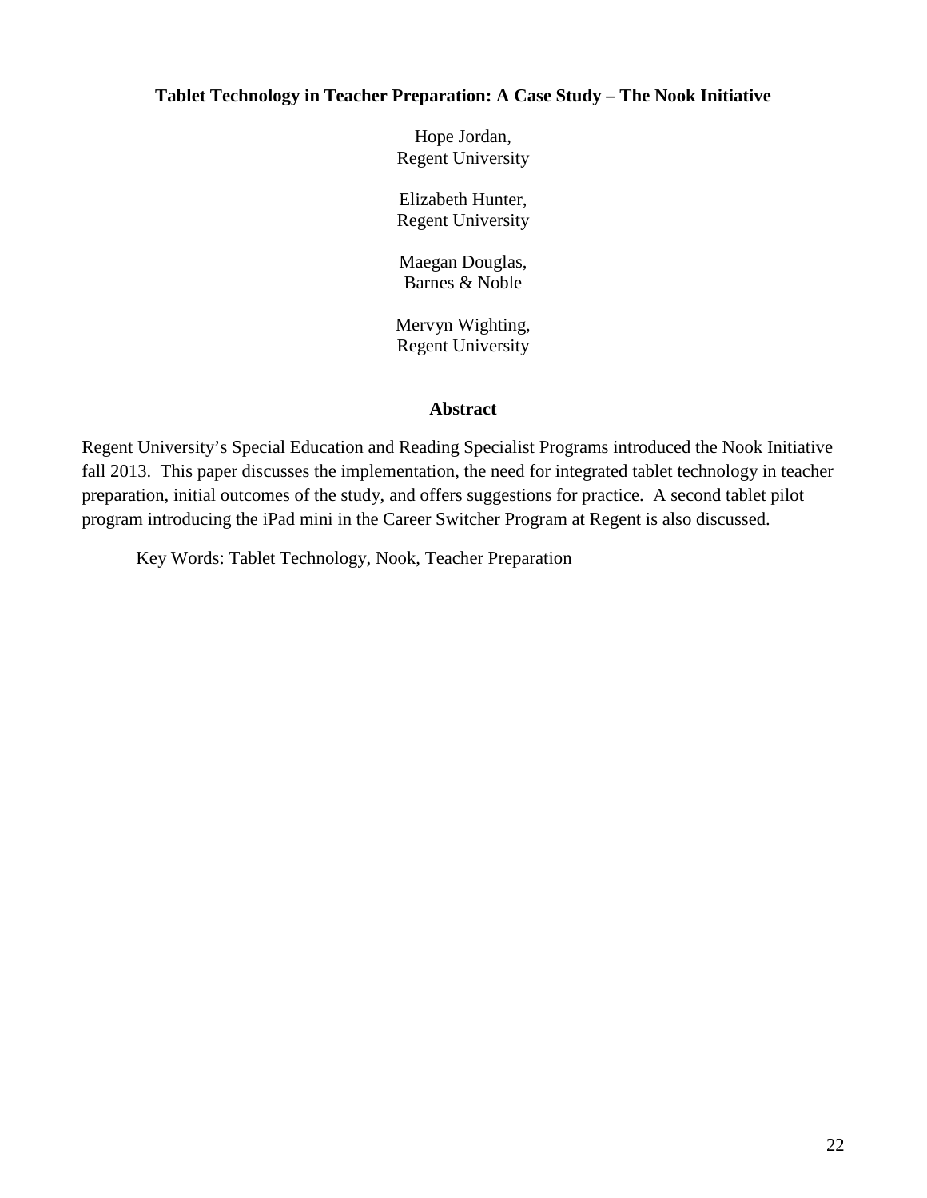# Tablet Technology in Teacher Preparation: A Case Study – The Nook Initiative

Hope Jordan,
Regent University

Elizabeth Hunter,
Regent University

Maegan Douglas,
Barnes & Noble

Mervyn Wighting,
Regent University

## Abstract

Regent University's Special Education and Reading Specialist Programs introduced the Nook Initiative fall 2013. This paper discusses the implementation, the need for integrated tablet technology in teacher preparation, initial outcomes of the study, and offers suggestions for practice. A second tablet pilot program introducing the iPad mini in the Career Switcher Program at Regent is also discussed.

Key Words: Tablet Technology, Nook, Teacher Preparation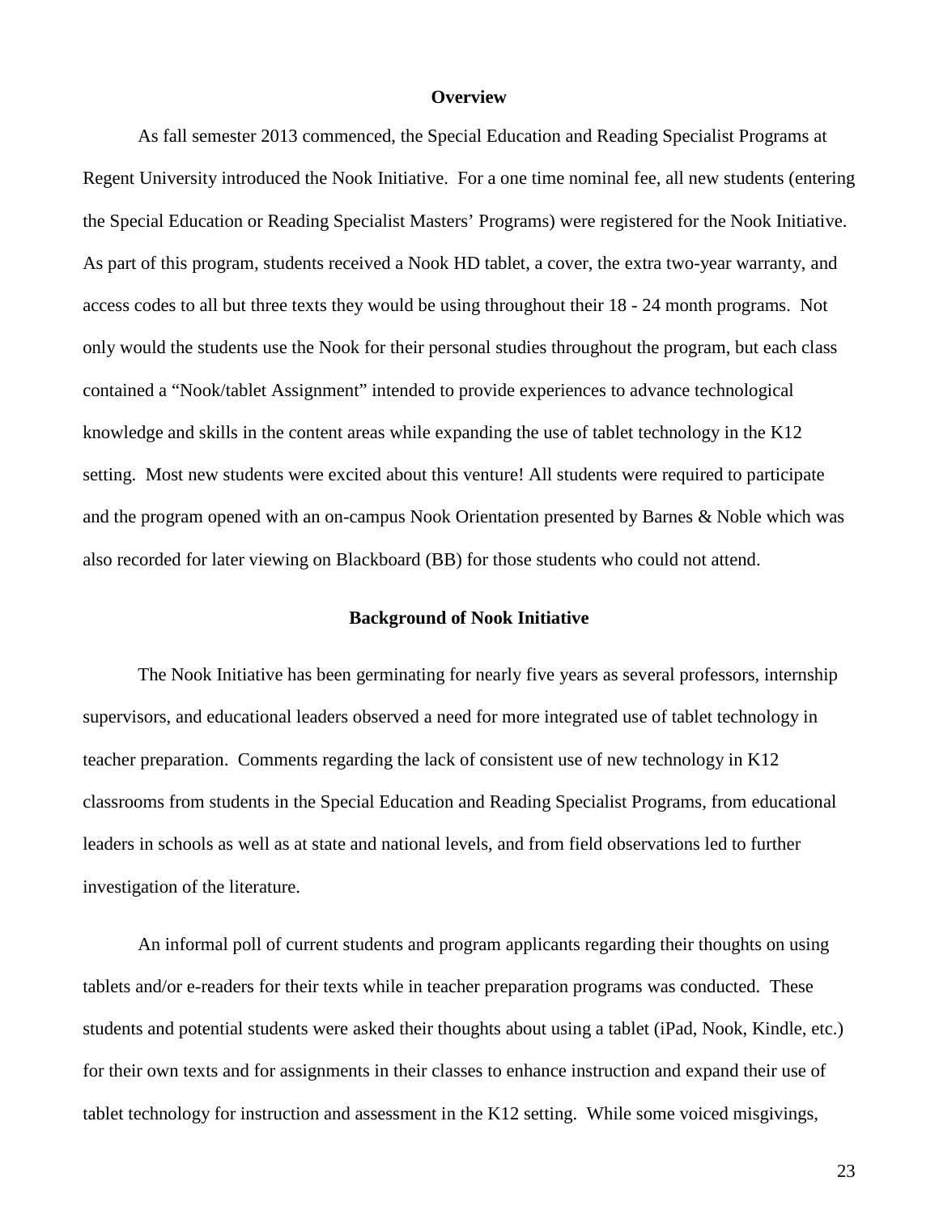## Overview

As fall semester 2013 commenced, the Special Education and Reading Specialist Programs at Regent University introduced the Nook Initiative. For a one time nominal fee, all new students (entering the Special Education or Reading Specialist Masters' Programs) were registered for the Nook Initiative. As part of this program, students received a Nook HD tablet, a cover, the extra two-year warranty, and access codes to all but three texts they would be using throughout their 18 - 24 month programs. Not only would the students use the Nook for their personal studies throughout the program, but each class contained a "Nook/tablet Assignment" intended to provide experiences to advance technological knowledge and skills in the content areas while expanding the use of tablet technology in the K12 setting. Most new students were excited about this venture! All students were required to participate and the program opened with an on-campus Nook Orientation presented by Barnes & Noble which was also recorded for later viewing on Blackboard (BB) for those students who could not attend.

## Background of Nook Initiative

The Nook Initiative has been germinating for nearly five years as several professors, internship supervisors, and educational leaders observed a need for more integrated use of tablet technology in teacher preparation. Comments regarding the lack of consistent use of new technology in K12 classrooms from students in the Special Education and Reading Specialist Programs, from educational leaders in schools as well as at state and national levels, and from field observations led to further investigation of the literature.

An informal poll of current students and program applicants regarding their thoughts on using tablets and/or e-readers for their texts while in teacher preparation programs was conducted. These students and potential students were asked their thoughts about using a tablet (iPad, Nook, Kindle, etc.) for their own texts and for assignments in their classes to enhance instruction and expand their use of tablet technology for instruction and assessment in the K12 setting. While some voiced misgivings,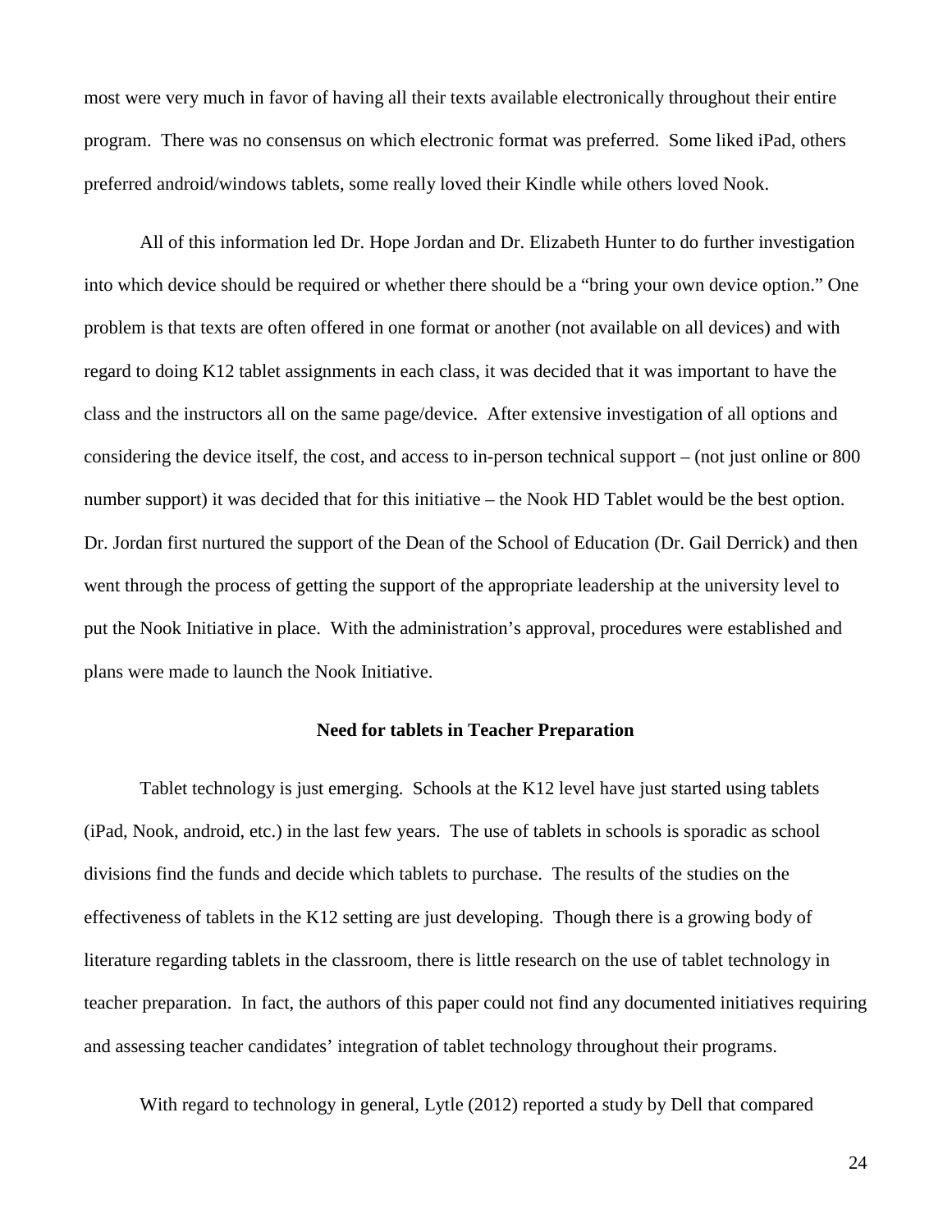most were very much in favor of having all their texts available electronically throughout their entire program. There was no consensus on which electronic format was preferred. Some liked iPad, others preferred android/windows tablets, some really loved their Kindle while others loved Nook.

All of this information led Dr. Hope Jordan and Dr. Elizabeth Hunter to do further investigation into which device should be required or whether there should be a "bring your own device option." One problem is that texts are often offered in one format or another (not available on all devices) and with regard to doing K12 tablet assignments in each class, it was decided that it was important to have the class and the instructors all on the same page/device. After extensive investigation of all options and considering the device itself, the cost, and access to in-person technical support – (not just online or 800 number support) it was decided that for this initiative – the Nook HD Tablet would be the best option. Dr. Jordan first nurtured the support of the Dean of the School of Education (Dr. Gail Derrick) and then went through the process of getting the support of the appropriate leadership at the university level to put the Nook Initiative in place. With the administration's approval, procedures were established and plans were made to launch the Nook Initiative.

## Need for tablets in Teacher Preparation

Tablet technology is just emerging. Schools at the K12 level have just started using tablets (iPad, Nook, android, etc.) in the last few years. The use of tablets in schools is sporadic as school divisions find the funds and decide which tablets to purchase. The results of the studies on the effectiveness of tablets in the K12 setting are just developing. Though there is a growing body of literature regarding tablets in the classroom, there is little research on the use of tablet technology in teacher preparation. In fact, the authors of this paper could not find any documented initiatives requiring and assessing teacher candidates' integration of tablet technology throughout their programs.

With regard to technology in general, Lytle (2012) reported a study by Dell that compared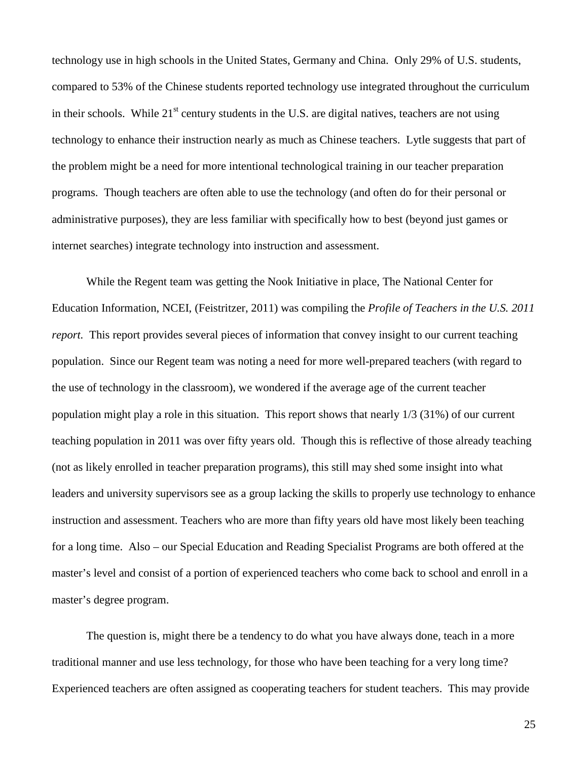technology use in high schools in the United States, Germany and China. Only 29% of U.S. students, compared to 53% of the Chinese students reported technology use integrated throughout the curriculum in their schools. While 21st century students in the U.S. are digital natives, teachers are not using technology to enhance their instruction nearly as much as Chinese teachers. Lytle suggests that part of the problem might be a need for more intentional technological training in our teacher preparation programs. Though teachers are often able to use the technology (and often do for their personal or administrative purposes), they are less familiar with specifically how to best (beyond just games or internet searches) integrate technology into instruction and assessment.

While the Regent team was getting the Nook Initiative in place, The National Center for Education Information, NCEI, (Feistritzer, 2011) was compiling the *Profile of Teachers in the U.S. 2011 report.* This report provides several pieces of information that convey insight to our current teaching population. Since our Regent team was noting a need for more well-prepared teachers (with regard to the use of technology in the classroom), we wondered if the average age of the current teacher population might play a role in this situation. This report shows that nearly 1/3 (31%) of our current teaching population in 2011 was over fifty years old. Though this is reflective of those already teaching (not as likely enrolled in teacher preparation programs), this still may shed some insight into what leaders and university supervisors see as a group lacking the skills to properly use technology to enhance instruction and assessment. Teachers who are more than fifty years old have most likely been teaching for a long time. Also – our Special Education and Reading Specialist Programs are both offered at the master's level and consist of a portion of experienced teachers who come back to school and enroll in a master's degree program.

The question is, might there be a tendency to do what you have always done, teach in a more traditional manner and use less technology, for those who have been teaching for a very long time? Experienced teachers are often assigned as cooperating teachers for student teachers. This may provide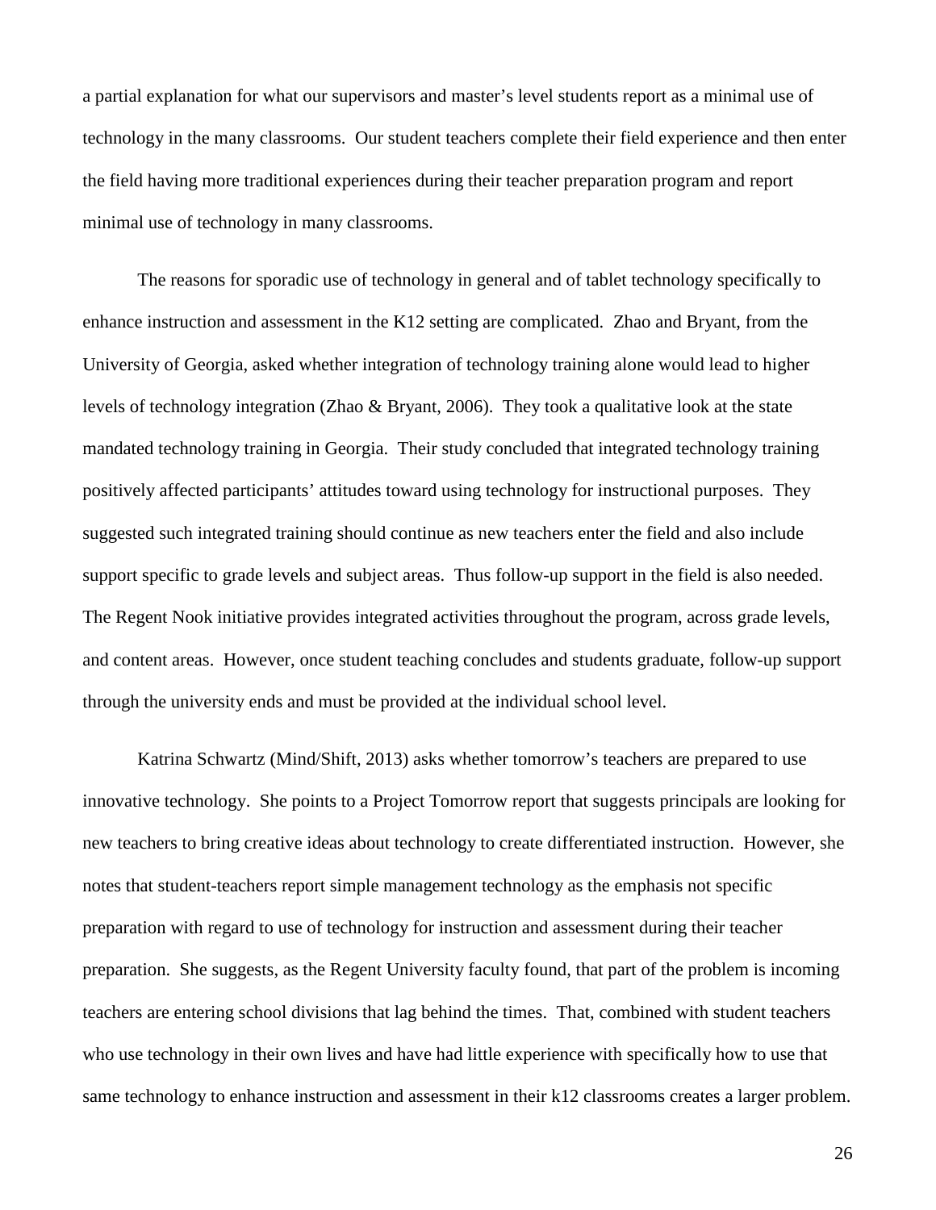a partial explanation for what our supervisors and master's level students report as a minimal use of technology in the many classrooms. Our student teachers complete their field experience and then enter the field having more traditional experiences during their teacher preparation program and report minimal use of technology in many classrooms.

The reasons for sporadic use of technology in general and of tablet technology specifically to enhance instruction and assessment in the K12 setting are complicated. Zhao and Bryant, from the University of Georgia, asked whether integration of technology training alone would lead to higher levels of technology integration (Zhao & Bryant, 2006). They took a qualitative look at the state mandated technology training in Georgia. Their study concluded that integrated technology training positively affected participants' attitudes toward using technology for instructional purposes. They suggested such integrated training should continue as new teachers enter the field and also include support specific to grade levels and subject areas. Thus follow-up support in the field is also needed. The Regent Nook initiative provides integrated activities throughout the program, across grade levels, and content areas. However, once student teaching concludes and students graduate, follow-up support through the university ends and must be provided at the individual school level.

Katrina Schwartz (Mind/Shift, 2013) asks whether tomorrow's teachers are prepared to use innovative technology. She points to a Project Tomorrow report that suggests principals are looking for new teachers to bring creative ideas about technology to create differentiated instruction. However, she notes that student-teachers report simple management technology as the emphasis not specific preparation with regard to use of technology for instruction and assessment during their teacher preparation. She suggests, as the Regent University faculty found, that part of the problem is incoming teachers are entering school divisions that lag behind the times. That, combined with student teachers who use technology in their own lives and have had little experience with specifically how to use that same technology to enhance instruction and assessment in their k12 classrooms creates a larger problem.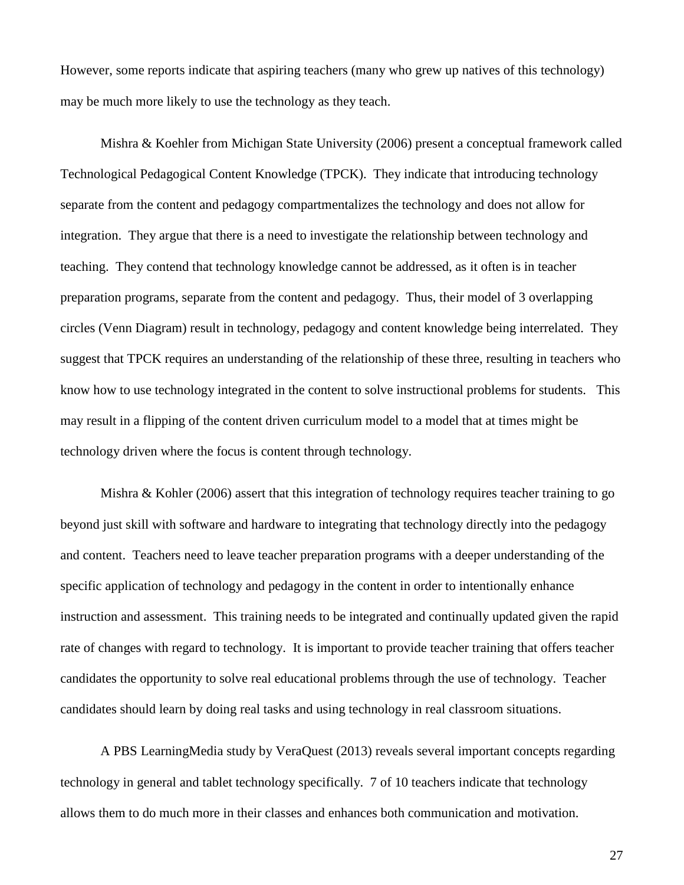However, some reports indicate that aspiring teachers (many who grew up natives of this technology) may be much more likely to use the technology as they teach.

Mishra & Koehler from Michigan State University (2006) present a conceptual framework called Technological Pedagogical Content Knowledge (TPCK). They indicate that introducing technology separate from the content and pedagogy compartmentalizes the technology and does not allow for integration. They argue that there is a need to investigate the relationship between technology and teaching. They contend that technology knowledge cannot be addressed, as it often is in teacher preparation programs, separate from the content and pedagogy. Thus, their model of 3 overlapping circles (Venn Diagram) result in technology, pedagogy and content knowledge being interrelated. They suggest that TPCK requires an understanding of the relationship of these three, resulting in teachers who know how to use technology integrated in the content to solve instructional problems for students. This may result in a flipping of the content driven curriculum model to a model that at times might be technology driven where the focus is content through technology.

Mishra & Kohler (2006) assert that this integration of technology requires teacher training to go beyond just skill with software and hardware to integrating that technology directly into the pedagogy and content. Teachers need to leave teacher preparation programs with a deeper understanding of the specific application of technology and pedagogy in the content in order to intentionally enhance instruction and assessment. This training needs to be integrated and continually updated given the rapid rate of changes with regard to technology. It is important to provide teacher training that offers teacher candidates the opportunity to solve real educational problems through the use of technology. Teacher candidates should learn by doing real tasks and using technology in real classroom situations.

A PBS LearningMedia study by VeraQuest (2013) reveals several important concepts regarding technology in general and tablet technology specifically. 7 of 10 teachers indicate that technology allows them to do much more in their classes and enhances both communication and motivation.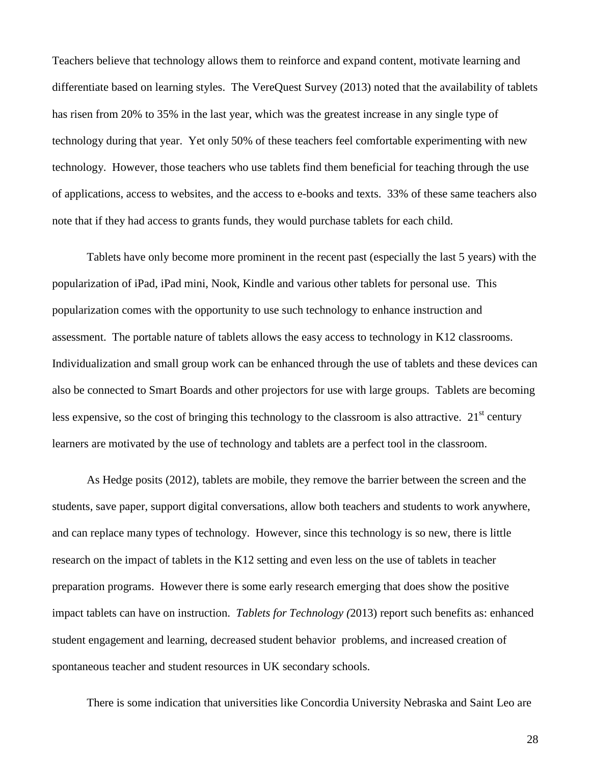Teachers believe that technology allows them to reinforce and expand content, motivate learning and differentiate based on learning styles. The VereQuest Survey (2013) noted that the availability of tablets has risen from 20% to 35% in the last year, which was the greatest increase in any single type of technology during that year. Yet only 50% of these teachers feel comfortable experimenting with new technology. However, those teachers who use tablets find them beneficial for teaching through the use of applications, access to websites, and the access to e-books and texts. 33% of these same teachers also note that if they had access to grants funds, they would purchase tablets for each child.

Tablets have only become more prominent in the recent past (especially the last 5 years) with the popularization of iPad, iPad mini, Nook, Kindle and various other tablets for personal use. This popularization comes with the opportunity to use such technology to enhance instruction and assessment. The portable nature of tablets allows the easy access to technology in K12 classrooms. Individualization and small group work can be enhanced through the use of tablets and these devices can also be connected to Smart Boards and other projectors for use with large groups. Tablets are becoming less expensive, so the cost of bringing this technology to the classroom is also attractive. 21st century learners are motivated by the use of technology and tablets are a perfect tool in the classroom.

As Hedge posits (2012), tablets are mobile, they remove the barrier between the screen and the students, save paper, support digital conversations, allow both teachers and students to work anywhere, and can replace many types of technology. However, since this technology is so new, there is little research on the impact of tablets in the K12 setting and even less on the use of tablets in teacher preparation programs. However there is some early research emerging that does show the positive impact tablets can have on instruction. *Tablets for Technology (*2013) report such benefits as: enhanced student engagement and learning, decreased student behavior problems, and increased creation of spontaneous teacher and student resources in UK secondary schools.

There is some indication that universities like Concordia University Nebraska and Saint Leo are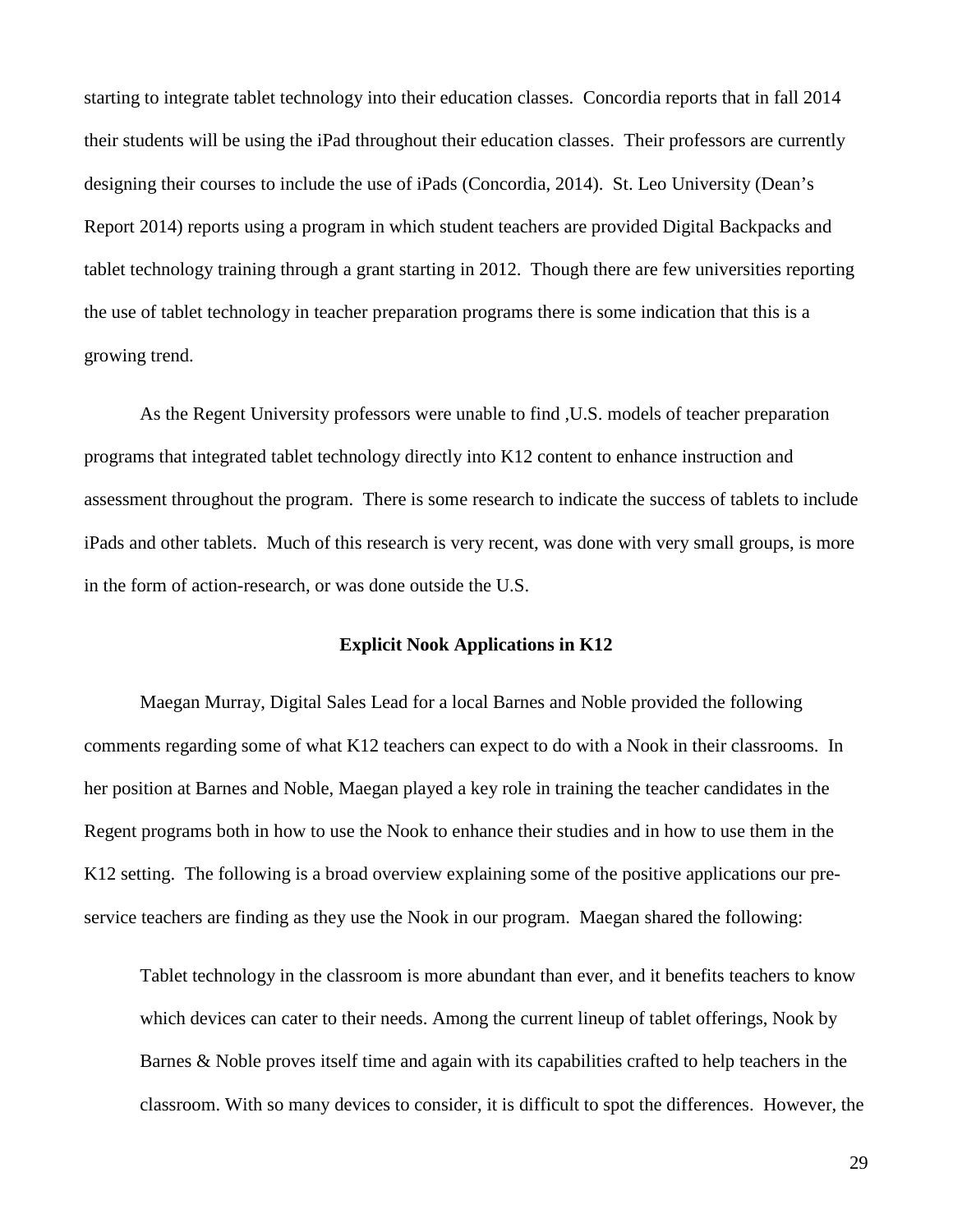starting to integrate tablet technology into their education classes. Concordia reports that in fall 2014 their students will be using the iPad throughout their education classes. Their professors are currently designing their courses to include the use of iPads (Concordia, 2014). St. Leo University (Dean's Report 2014) reports using a program in which student teachers are provided Digital Backpacks and tablet technology training through a grant starting in 2012. Though there are few universities reporting the use of tablet technology in teacher preparation programs there is some indication that this is a growing trend.

As the Regent University professors were unable to find ,U.S. models of teacher preparation programs that integrated tablet technology directly into K12 content to enhance instruction and assessment throughout the program. There is some research to indicate the success of tablets to include iPads and other tablets. Much of this research is very recent, was done with very small groups, is more in the form of action-research, or was done outside the U.S.

**Explicit Nook Applications in K12**

Maegan Murray, Digital Sales Lead for a local Barnes and Noble provided the following comments regarding some of what K12 teachers can expect to do with a Nook in their classrooms. In her position at Barnes and Noble, Maegan played a key role in training the teacher candidates in the Regent programs both in how to use the Nook to enhance their studies and in how to use them in the K12 setting. The following is a broad overview explaining some of the positive applications our pre-service teachers are finding as they use the Nook in our program. Maegan shared the following:

> Tablet technology in the classroom is more abundant than ever, and it benefits teachers to know which devices can cater to their needs. Among the current lineup of tablet offerings, Nook by Barnes & Noble proves itself time and again with its capabilities crafted to help teachers in the classroom. With so many devices to consider, it is difficult to spot the differences. However, the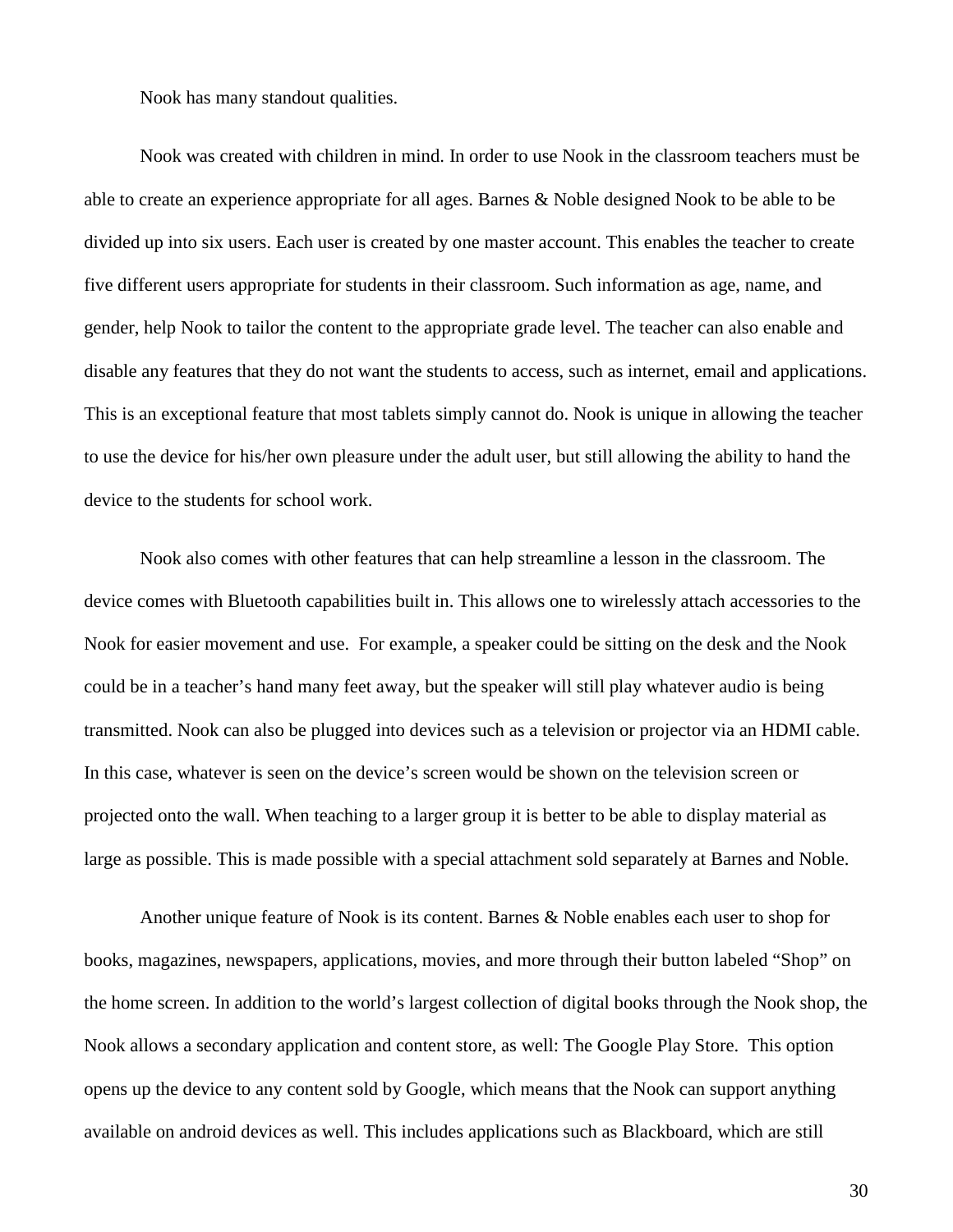Nook has many standout qualities.

Nook was created with children in mind. In order to use Nook in the classroom teachers must be able to create an experience appropriate for all ages. Barnes & Noble designed Nook to be able to be divided up into six users. Each user is created by one master account. This enables the teacher to create five different users appropriate for students in their classroom. Such information as age, name, and gender, help Nook to tailor the content to the appropriate grade level. The teacher can also enable and disable any features that they do not want the students to access, such as internet, email and applications. This is an exceptional feature that most tablets simply cannot do. Nook is unique in allowing the teacher to use the device for his/her own pleasure under the adult user, but still allowing the ability to hand the device to the students for school work.

Nook also comes with other features that can help streamline a lesson in the classroom. The device comes with Bluetooth capabilities built in. This allows one to wirelessly attach accessories to the Nook for easier movement and use. For example, a speaker could be sitting on the desk and the Nook could be in a teacher's hand many feet away, but the speaker will still play whatever audio is being transmitted. Nook can also be plugged into devices such as a television or projector via an HDMI cable. In this case, whatever is seen on the device's screen would be shown on the television screen or projected onto the wall. When teaching to a larger group it is better to be able to display material as large as possible. This is made possible with a special attachment sold separately at Barnes and Noble.

Another unique feature of Nook is its content. Barnes & Noble enables each user to shop for books, magazines, newspapers, applications, movies, and more through their button labeled "Shop" on the home screen. In addition to the world's largest collection of digital books through the Nook shop, the Nook allows a secondary application and content store, as well: The Google Play Store. This option opens up the device to any content sold by Google, which means that the Nook can support anything available on android devices as well. This includes applications such as Blackboard, which are still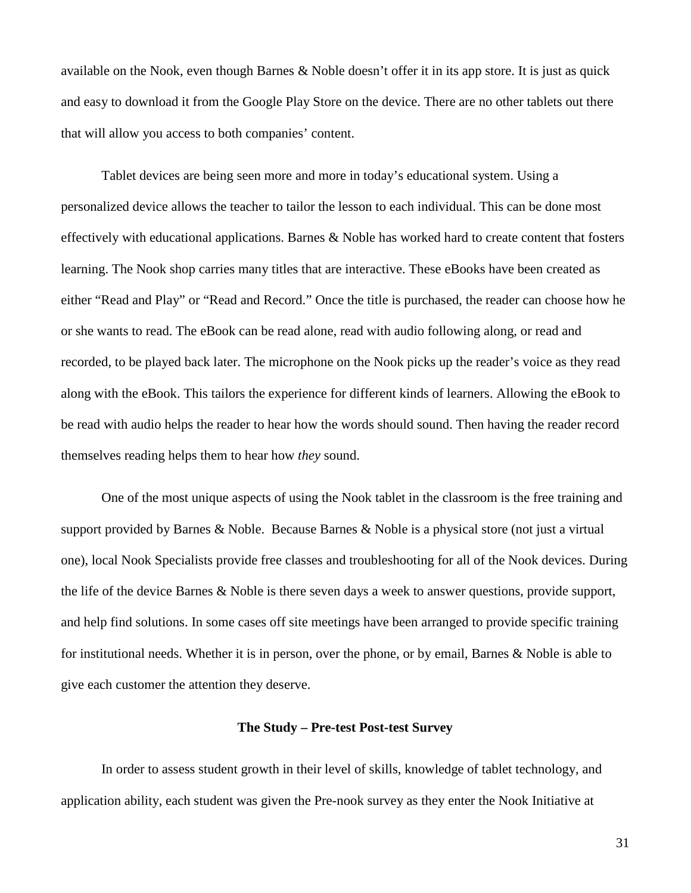available on the Nook, even though Barnes & Noble doesn't offer it in its app store. It is just as quick and easy to download it from the Google Play Store on the device. There are no other tablets out there that will allow you access to both companies' content.

Tablet devices are being seen more and more in today's educational system. Using a personalized device allows the teacher to tailor the lesson to each individual. This can be done most effectively with educational applications. Barnes & Noble has worked hard to create content that fosters learning. The Nook shop carries many titles that are interactive. These eBooks have been created as either "Read and Play" or "Read and Record." Once the title is purchased, the reader can choose how he or she wants to read. The eBook can be read alone, read with audio following along, or read and recorded, to be played back later. The microphone on the Nook picks up the reader's voice as they read along with the eBook. This tailors the experience for different kinds of learners. Allowing the eBook to be read with audio helps the reader to hear how the words should sound. Then having the reader record themselves reading helps them to hear how *they* sound.

One of the most unique aspects of using the Nook tablet in the classroom is the free training and support provided by Barnes & Noble. Because Barnes & Noble is a physical store (not just a virtual one), local Nook Specialists provide free classes and troubleshooting for all of the Nook devices. During the life of the device Barnes & Noble is there seven days a week to answer questions, provide support, and help find solutions. In some cases off site meetings have been arranged to provide specific training for institutional needs. Whether it is in person, over the phone, or by email, Barnes & Noble is able to give each customer the attention they deserve.

**The Study – Pre-test Post-test Survey**

In order to assess student growth in their level of skills, knowledge of tablet technology, and application ability, each student was given the Pre-nook survey as they enter the Nook Initiative at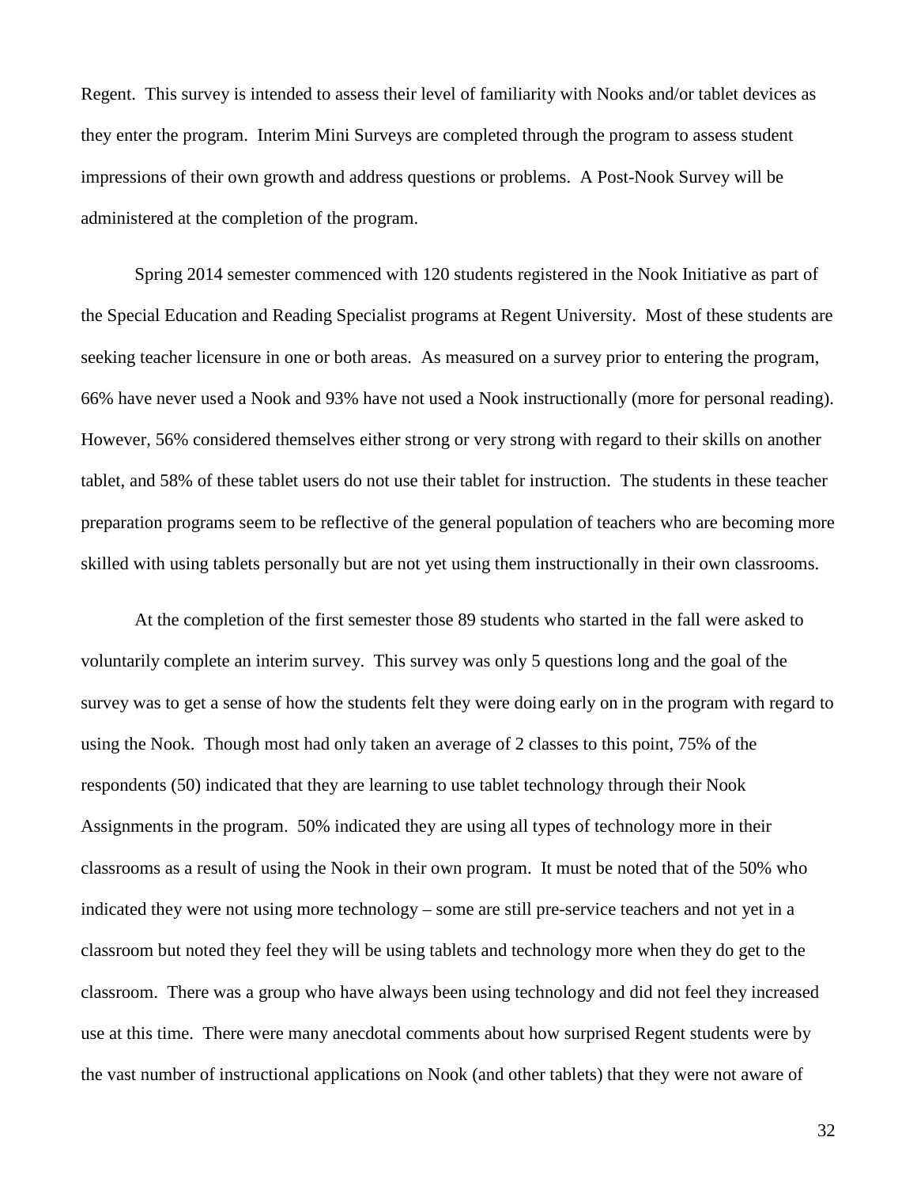Regent. This survey is intended to assess their level of familiarity with Nooks and/or tablet devices as they enter the program. Interim Mini Surveys are completed through the program to assess student impressions of their own growth and address questions or problems. A Post-Nook Survey will be administered at the completion of the program.

Spring 2014 semester commenced with 120 students registered in the Nook Initiative as part of the Special Education and Reading Specialist programs at Regent University. Most of these students are seeking teacher licensure in one or both areas. As measured on a survey prior to entering the program, 66% have never used a Nook and 93% have not used a Nook instructionally (more for personal reading). However, 56% considered themselves either strong or very strong with regard to their skills on another tablet, and 58% of these tablet users do not use their tablet for instruction. The students in these teacher preparation programs seem to be reflective of the general population of teachers who are becoming more skilled with using tablets personally but are not yet using them instructionally in their own classrooms.

At the completion of the first semester those 89 students who started in the fall were asked to voluntarily complete an interim survey. This survey was only 5 questions long and the goal of the survey was to get a sense of how the students felt they were doing early on in the program with regard to using the Nook. Though most had only taken an average of 2 classes to this point, 75% of the respondents (50) indicated that they are learning to use tablet technology through their Nook Assignments in the program. 50% indicated they are using all types of technology more in their classrooms as a result of using the Nook in their own program. It must be noted that of the 50% who indicated they were not using more technology – some are still pre-service teachers and not yet in a classroom but noted they feel they will be using tablets and technology more when they do get to the classroom. There was a group who have always been using technology and did not feel they increased use at this time. There were many anecdotal comments about how surprised Regent students were by the vast number of instructional applications on Nook (and other tablets) that they were not aware of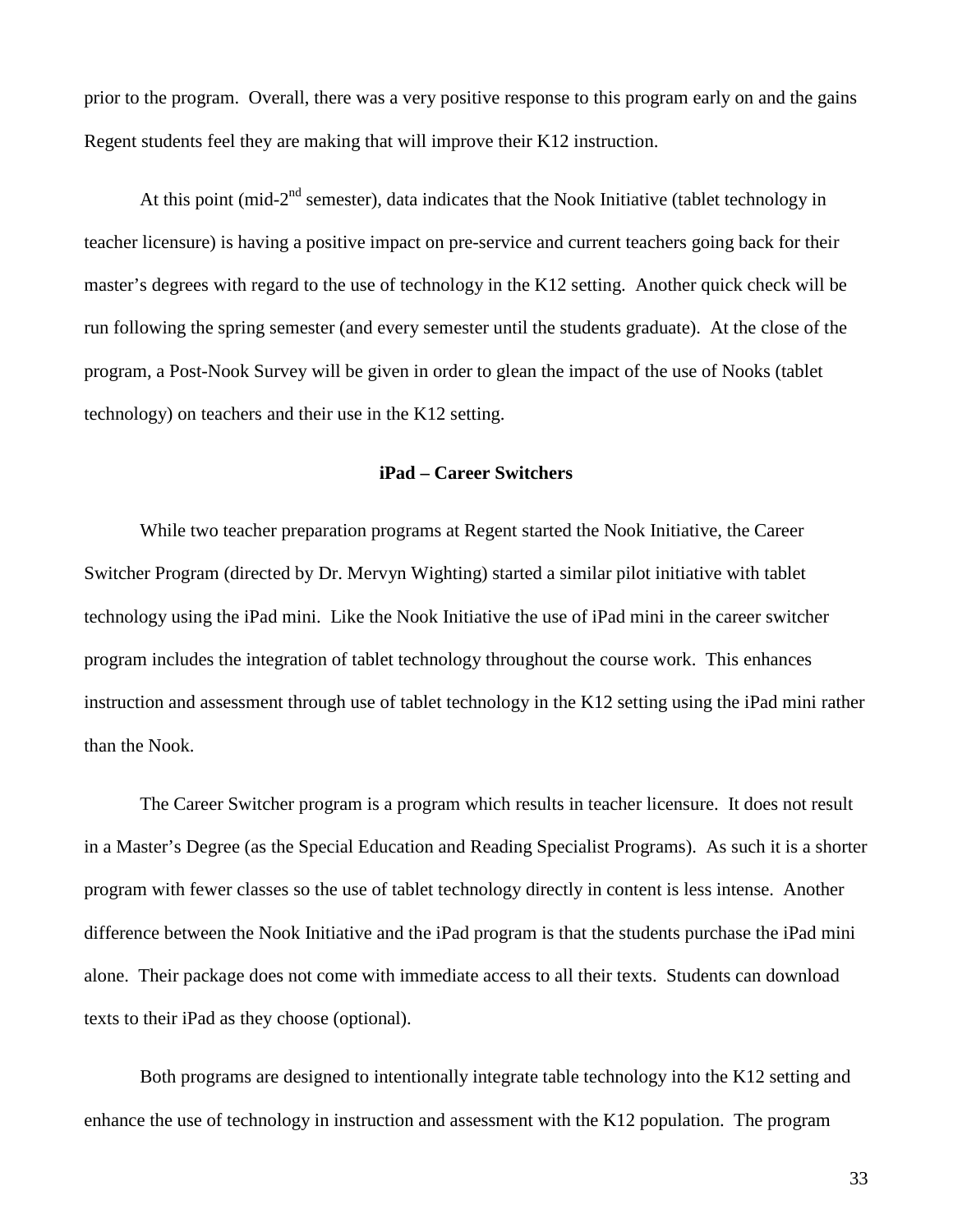prior to the program. Overall, there was a very positive response to this program early on and the gains Regent students feel they are making that will improve their K12 instruction.

At this point (mid-2nd semester), data indicates that the Nook Initiative (tablet technology in teacher licensure) is having a positive impact on pre-service and current teachers going back for their master's degrees with regard to the use of technology in the K12 setting. Another quick check will be run following the spring semester (and every semester until the students graduate). At the close of the program, a Post-Nook Survey will be given in order to glean the impact of the use of Nooks (tablet technology) on teachers and their use in the K12 setting.

### iPad – Career Switchers

While two teacher preparation programs at Regent started the Nook Initiative, the Career Switcher Program (directed by Dr. Mervyn Wighting) started a similar pilot initiative with tablet technology using the iPad mini. Like the Nook Initiative the use of iPad mini in the career switcher program includes the integration of tablet technology throughout the course work. This enhances instruction and assessment through use of tablet technology in the K12 setting using the iPad mini rather than the Nook.

The Career Switcher program is a program which results in teacher licensure. It does not result in a Master's Degree (as the Special Education and Reading Specialist Programs). As such it is a shorter program with fewer classes so the use of tablet technology directly in content is less intense. Another difference between the Nook Initiative and the iPad program is that the students purchase the iPad mini alone. Their package does not come with immediate access to all their texts. Students can download texts to their iPad as they choose (optional).

Both programs are designed to intentionally integrate table technology into the K12 setting and enhance the use of technology in instruction and assessment with the K12 population. The program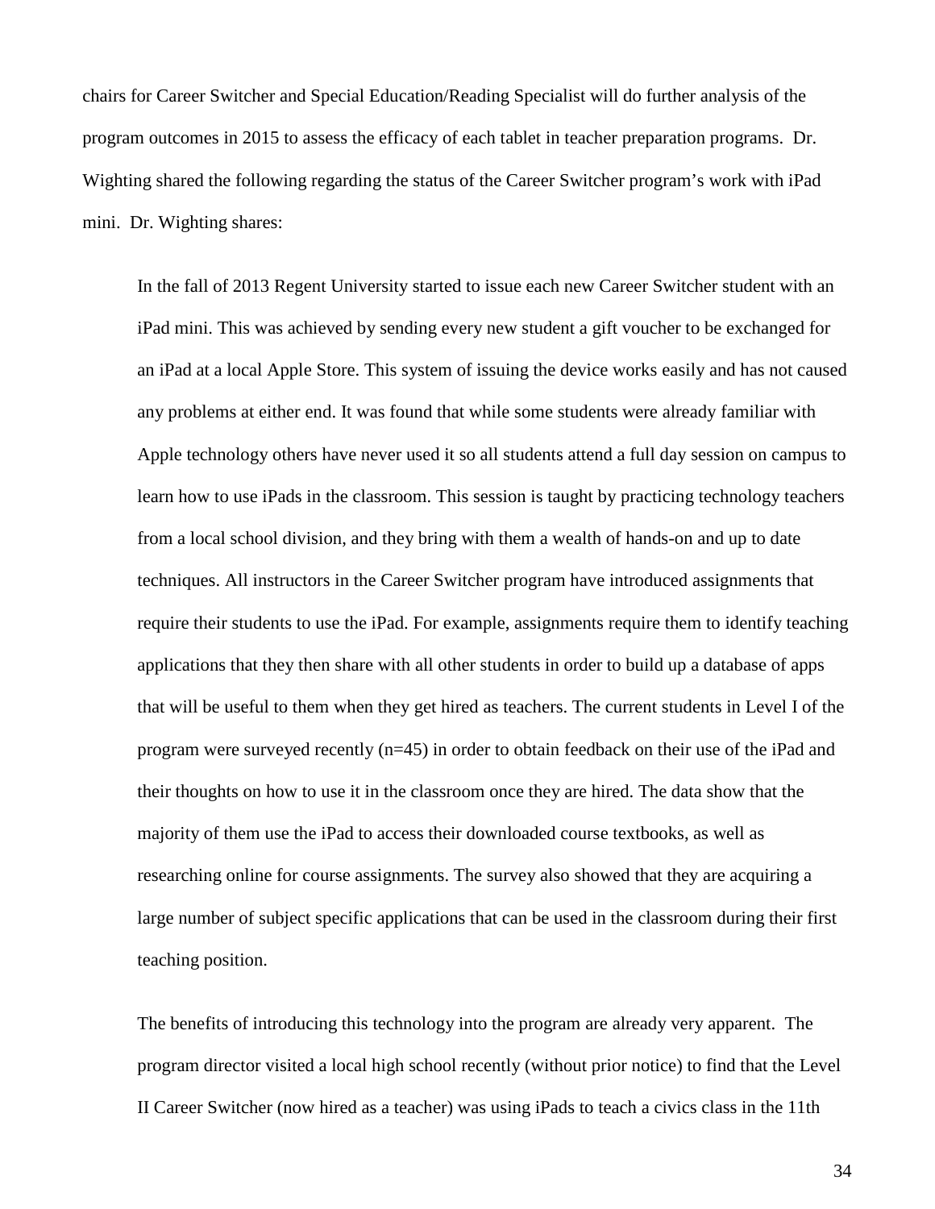chairs for Career Switcher and Special Education/Reading Specialist will do further analysis of the program outcomes in 2015 to assess the efficacy of each tablet in teacher preparation programs. Dr. Wighting shared the following regarding the status of the Career Switcher program's work with iPad mini. Dr. Wighting shares:

> In the fall of 2013 Regent University started to issue each new Career Switcher student with an iPad mini. This was achieved by sending every new student a gift voucher to be exchanged for an iPad at a local Apple Store. This system of issuing the device works easily and has not caused any problems at either end. It was found that while some students were already familiar with Apple technology others have never used it so all students attend a full day session on campus to learn how to use iPads in the classroom. This session is taught by practicing technology teachers from a local school division, and they bring with them a wealth of hands-on and up to date techniques. All instructors in the Career Switcher program have introduced assignments that require their students to use the iPad. For example, assignments require them to identify teaching applications that they then share with all other students in order to build up a database of apps that will be useful to them when they get hired as teachers. The current students in Level I of the program were surveyed recently (n=45) in order to obtain feedback on their use of the iPad and their thoughts on how to use it in the classroom once they are hired. The data show that the majority of them use the iPad to access their downloaded course textbooks, as well as researching online for course assignments. The survey also showed that they are acquiring a large number of subject specific applications that can be used in the classroom during their first teaching position.
>
> The benefits of introducing this technology into the program are already very apparent. The program director visited a local high school recently (without prior notice) to find that the Level II Career Switcher (now hired as a teacher) was using iPads to teach a civics class in the 11th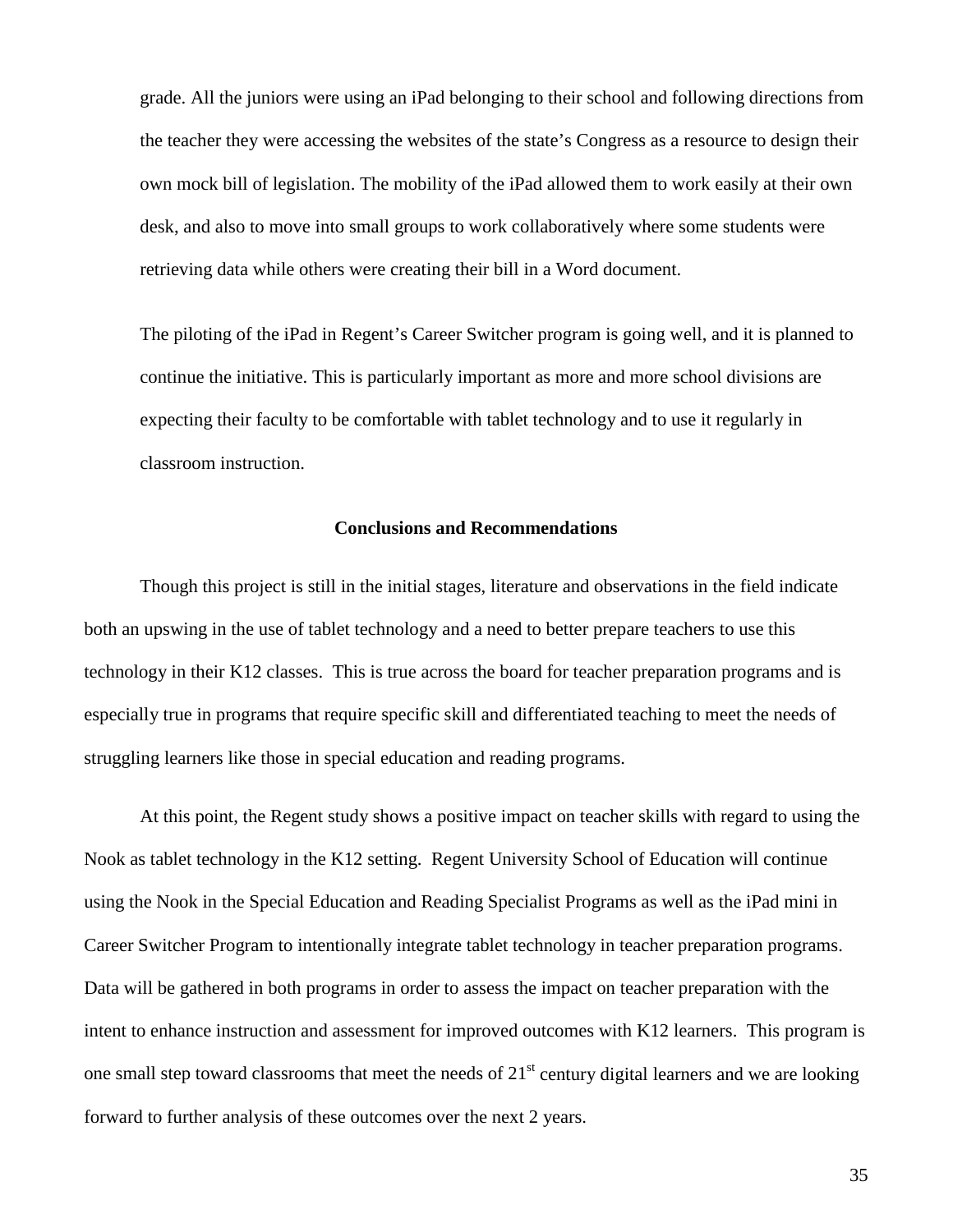grade. All the juniors were using an iPad belonging to their school and following directions from the teacher they were accessing the websites of the state's Congress as a resource to design their own mock bill of legislation. The mobility of the iPad allowed them to work easily at their own desk, and also to move into small groups to work collaboratively where some students were retrieving data while others were creating their bill in a Word document.

The piloting of the iPad in Regent's Career Switcher program is going well, and it is planned to continue the initiative. This is particularly important as more and more school divisions are expecting their faculty to be comfortable with tablet technology and to use it regularly in classroom instruction.

## Conclusions and Recommendations

Though this project is still in the initial stages, literature and observations in the field indicate both an upswing in the use of tablet technology and a need to better prepare teachers to use this technology in their K12 classes. This is true across the board for teacher preparation programs and is especially true in programs that require specific skill and differentiated teaching to meet the needs of struggling learners like those in special education and reading programs.

At this point, the Regent study shows a positive impact on teacher skills with regard to using the Nook as tablet technology in the K12 setting. Regent University School of Education will continue using the Nook in the Special Education and Reading Specialist Programs as well as the iPad mini in Career Switcher Program to intentionally integrate tablet technology in teacher preparation programs. Data will be gathered in both programs in order to assess the impact on teacher preparation with the intent to enhance instruction and assessment for improved outcomes with K12 learners. This program is one small step toward classrooms that meet the needs of 21st century digital learners and we are looking forward to further analysis of these outcomes over the next 2 years.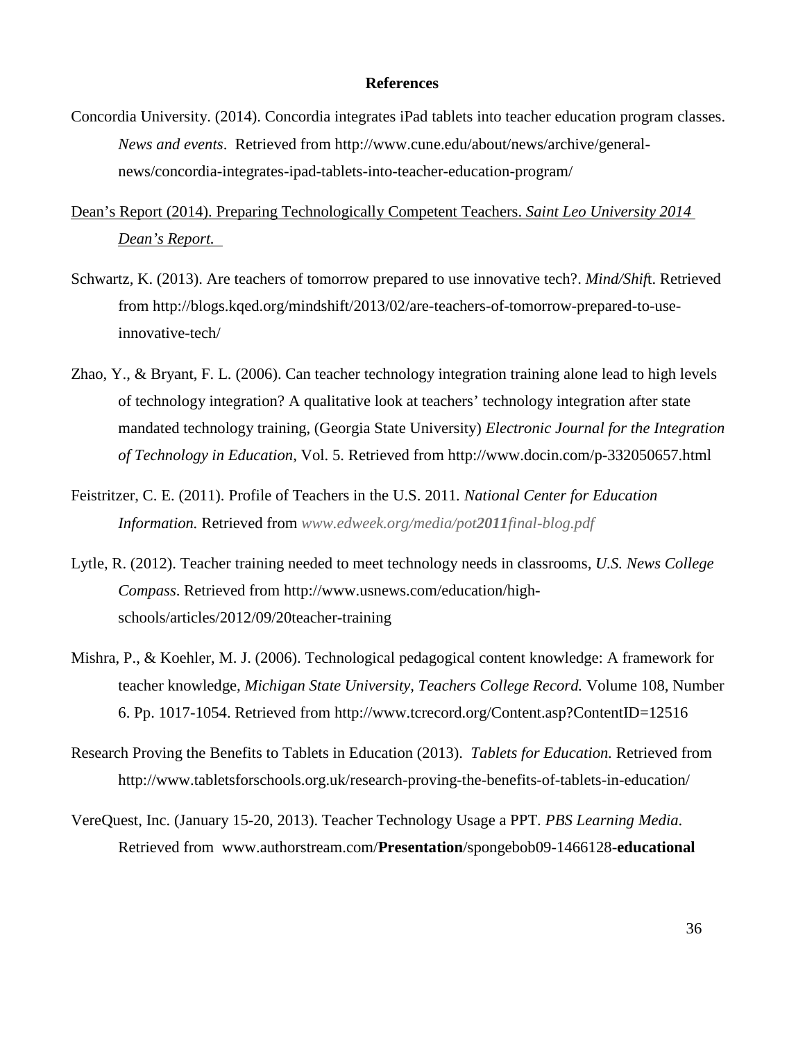## References

Concordia University. (2014). Concordia integrates iPad tablets into teacher education program classes. *News and events*. Retrieved from http://www.cune.edu/about/news/archive/general-news/concordia-integrates-ipad-tablets-into-teacher-education-program/

Dean's Report (2014). Preparing Technologically Competent Teachers. *Saint Leo University 2014 Dean's Report.*

Schwartz, K. (2013). Are teachers of tomorrow prepared to use innovative tech?. *Mind/Shif*t. Retrieved from http://blogs.kqed.org/mindshift/2013/02/are-teachers-of-tomorrow-prepared-to-use-innovative-tech/

Zhao, Y., & Bryant, F. L. (2006). Can teacher technology integration training alone lead to high levels of technology integration? A qualitative look at teachers' technology integration after state mandated technology training, (Georgia State University) *Electronic Journal for the Integration of Technology in Education*, Vol. 5. Retrieved from http://www.docin.com/p-332050657.html

Feistritzer, C. E. (2011). Profile of Teachers in the U.S. 2011. *National Center for Education Information.* Retrieved from *www.edweek.org/media/pot**2011**final-blog.pdf*

Lytle, R. (2012). Teacher training needed to meet technology needs in classrooms, *U.S. News College Compass*. Retrieved from http://www.usnews.com/education/high-schools/articles/2012/09/20teacher-training

Mishra, P., & Koehler, M. J. (2006). Technological pedagogical content knowledge: A framework for teacher knowledge, *Michigan State University, Teachers College Record.* Volume 108, Number 6. Pp. 1017-1054. Retrieved from http://www.tcrecord.org/Content.asp?ContentID=12516

Research Proving the Benefits to Tablets in Education (2013). *Tablets for Education.* Retrieved from http://www.tabletsforschools.org.uk/research-proving-the-benefits-of-tablets-in-education/

VereQuest, Inc. (January 15-20, 2013). Teacher Technology Usage a PPT. *PBS Learning Media*. Retrieved from www.authorstream.com/**Presentation**/spongebob09-1466128-**educational**